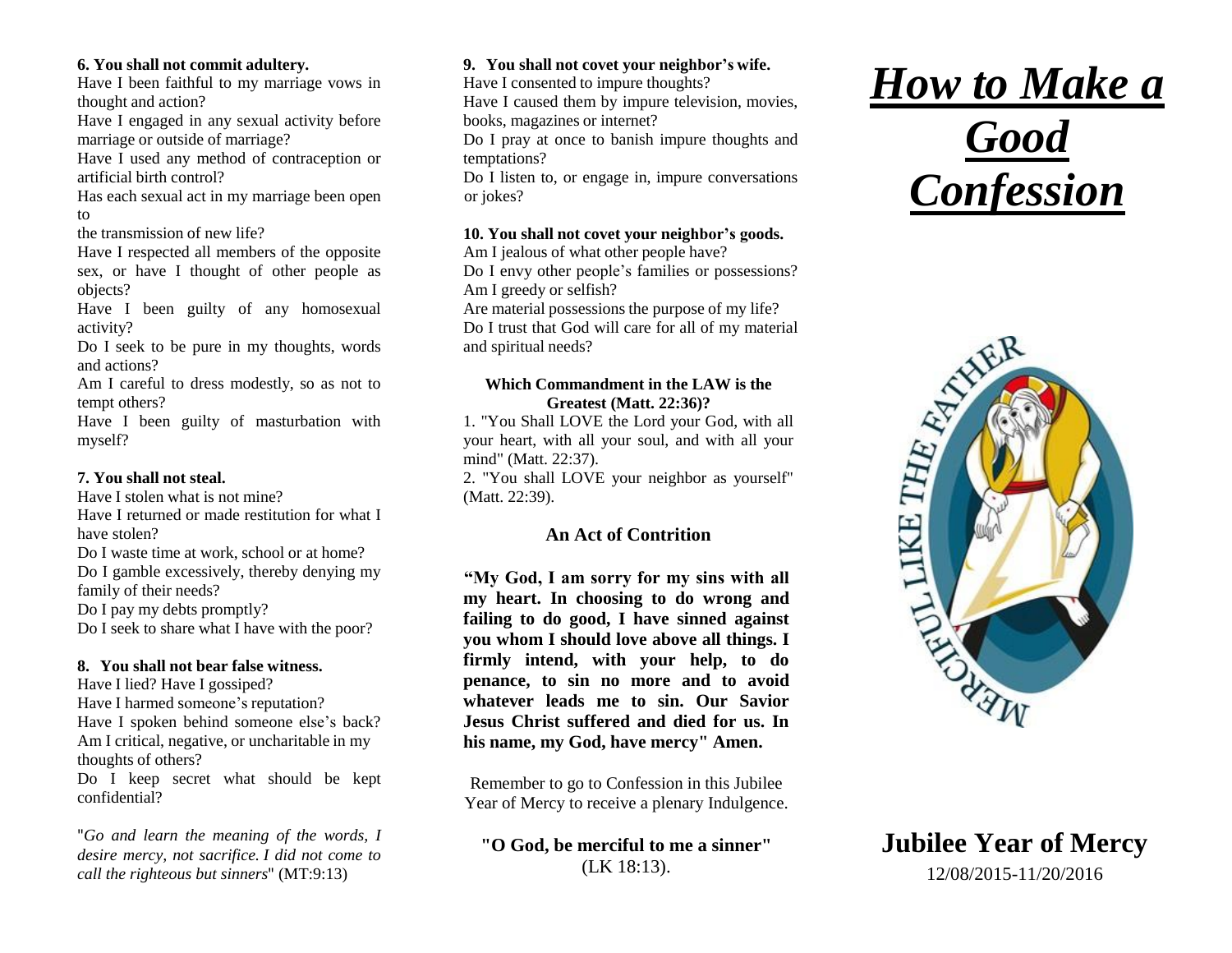**6. You shall not commit adultery.**

Have I been faithful to my marriage vows in thought and action?

Have I engaged in any sexual activity before marriage or outside of marriage?

Have I used any method of contraception or artificial birth control?

Has each sexual act in my marriage been open to

the transmission of new life?

Have I respected all members of the opposite sex, or have I thought of other people as objects?

Have I been guilty of any homosexual activity?

Do I seek to be pure in my thoughts, words and actions?

Am I careful to dress modestly, so as not to tempt others?

Have I been guilty of masturbation with myself?

**7. You shall not steal.**

Have I stolen what is not mine?

Have I returned or made restitution for what I have stolen?

Do I waste time at work, school or at home?

Do I gamble excessively, thereby denying my family of their needs?

Do I pay my debts promptly?

Do I seek to share what I have with the poor?

**8. You shall not bear false witness.**

Have I lied? Have I gossiped?

Have I harmed someone's reputation?

Have I spoken behind someone else's back?

Am I critical, negative, or uncharitable in my thoughts of others?

Do I keep secret what should be kept confidential?

"*Go and learn the meaning of the words, I desire mercy, not sacrifice. I did not come to call the righteous but sinners*" (MT:9:13)

**9. You shall not covet your neighbor's wife.**

Have I consented to impure thoughts?

Have I caused them by impure television, movies, books, magazines or internet?

Do I pray at once to banish impure thoughts and temptations?

Do I listen to, or engage in, impure conversations or jokes?

**10. You shall not covet your neighbor's goods.**

Am I jealous of what other people have?

Do I envy other people's families or possessions?

Am I greedy or selfish?

Are material possessions the purpose of my life?

Do I trust that God will care for all of my material and spiritual needs?

**Which Commandment in the LAW is the Greatest (Matt. 22:36)?**

1. "You Shall LOVE the Lord your God, with all your heart, with all your soul, and with all your mind" (Matt. 22:37).
2. "You shall LOVE your neighbor as yourself" (Matt. 22:39).

### An Act of Contrition

**"My God, I am sorry for my sins with all my heart. In choosing to do wrong and failing to do good, I have sinned against you whom I should love above all things. I firmly intend, with your help, to do penance, to sin no more and to avoid whatever leads me to sin. Our Savior Jesus Christ suffered and died for us. In his name, my God, have mercy" Amen.**

Remember to go to Confession in this Jubilee Year of Mercy to receive a plenary Indulgence.

**"O God, be merciful to me a sinner"** (LK 18:13).

# ***How to Make a Good Confession***

MERCIFUL LIKE THE FATHER

## Jubilee Year of Mercy

12/08/2015-11/20/2016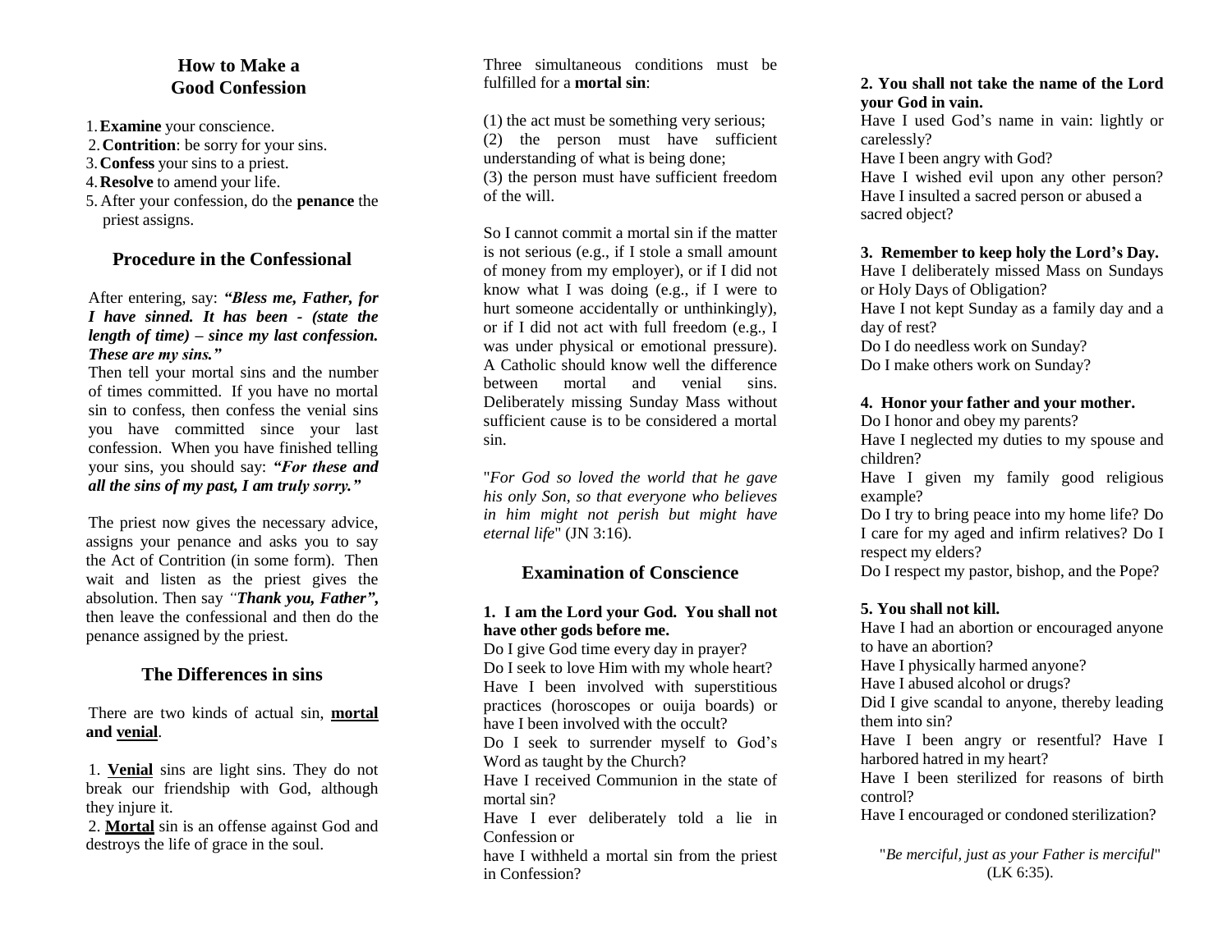## How to Make a Good Confession

1. **Examine** your conscience.
2. **Contrition**: be sorry for your sins.
3. **Confess** your sins to a priest.
4. **Resolve** to amend your life.
5. After your confession, do the **penance** the priest assigns.

## Procedure in the Confessional

After entering, say: ***"Bless me, Father, for I have sinned. It has been - (state the length of time) – since my last confession. These are my sins."***

Then tell your mortal sins and the number of times committed. If you have no mortal sin to confess, then confess the venial sins you have committed since your last confession. When you have finished telling your sins, you should say: ***"For these and all the sins of my past, I am truly sorry."***

The priest now gives the necessary advice, assigns your penance and asks you to say the Act of Contrition (in some form). Then wait and listen as the priest gives the absolution. Then say ***"Thank you, Father",*** then leave the confessional and then do the penance assigned by the priest.

## The Differences in sins

There are two kinds of actual sin, **mortal and venial**.

1. **Venial** sins are light sins. They do not break our friendship with God, although they injure it.
2. **Mortal** sin is an offense against God and destroys the life of grace in the soul.

Three simultaneous conditions must be fulfilled for a **mortal sin**:

(1) the act must be something very serious;
(2) the person must have sufficient understanding of what is being done;
(3) the person must have sufficient freedom of the will.

So I cannot commit a mortal sin if the matter is not serious (e.g., if I stole a small amount of money from my employer), or if I did not know what I was doing (e.g., if I were to hurt someone accidentally or unthinkingly), or if I did not act with full freedom (e.g., I was under physical or emotional pressure). A Catholic should know well the difference between mortal and venial sins. Deliberately missing Sunday Mass without sufficient cause is to be considered a mortal sin.

"*For God so loved the world that he gave his only Son, so that everyone who believes in him might not perish but might have eternal life*" (JN 3:16).

## Examination of Conscience

**1. I am the Lord your God. You shall not have other gods before me.**

Do I give God time every day in prayer?
Do I seek to love Him with my whole heart?
Have I been involved with superstitious practices (horoscopes or ouija boards) or have I been involved with the occult?
Do I seek to surrender myself to God's Word as taught by the Church?
Have I received Communion in the state of mortal sin?
Have I ever deliberately told a lie in Confession or
have I withheld a mortal sin from the priest in Confession?

**2. You shall not take the name of the Lord your God in vain.**

Have I used God's name in vain: lightly or carelessly?
Have I been angry with God?
Have I wished evil upon any other person?
Have I insulted a sacred person or abused a sacred object?

**3. Remember to keep holy the Lord's Day.**

Have I deliberately missed Mass on Sundays or Holy Days of Obligation?
Have I not kept Sunday as a family day and a day of rest?
Do I do needless work on Sunday?
Do I make others work on Sunday?

**4. Honor your father and your mother.**

Do I honor and obey my parents?
Have I neglected my duties to my spouse and children?
Have I given my family good religious example?
Do I try to bring peace into my home life? Do I care for my aged and infirm relatives? Do I respect my elders?
Do I respect my pastor, bishop, and the Pope?

**5. You shall not kill.**

Have I had an abortion or encouraged anyone to have an abortion?
Have I physically harmed anyone?
Have I abused alcohol or drugs?
Did I give scandal to anyone, thereby leading them into sin?
Have I been angry or resentful? Have I harbored hatred in my heart?
Have I been sterilized for reasons of birth control?
Have I encouraged or condoned sterilization?

"*Be merciful, just as your Father is merciful*" (LK 6:35).